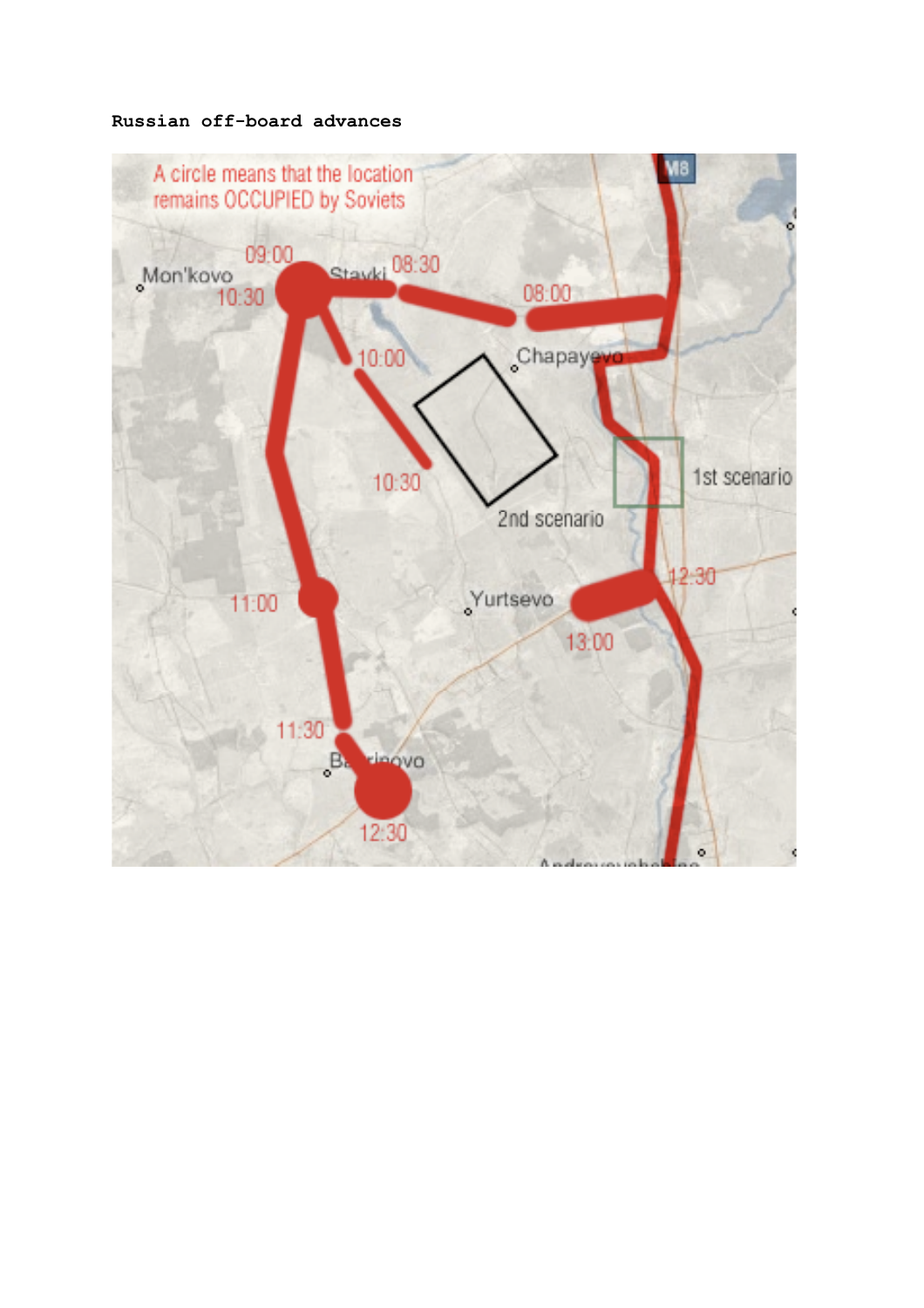**Russian off-board advances**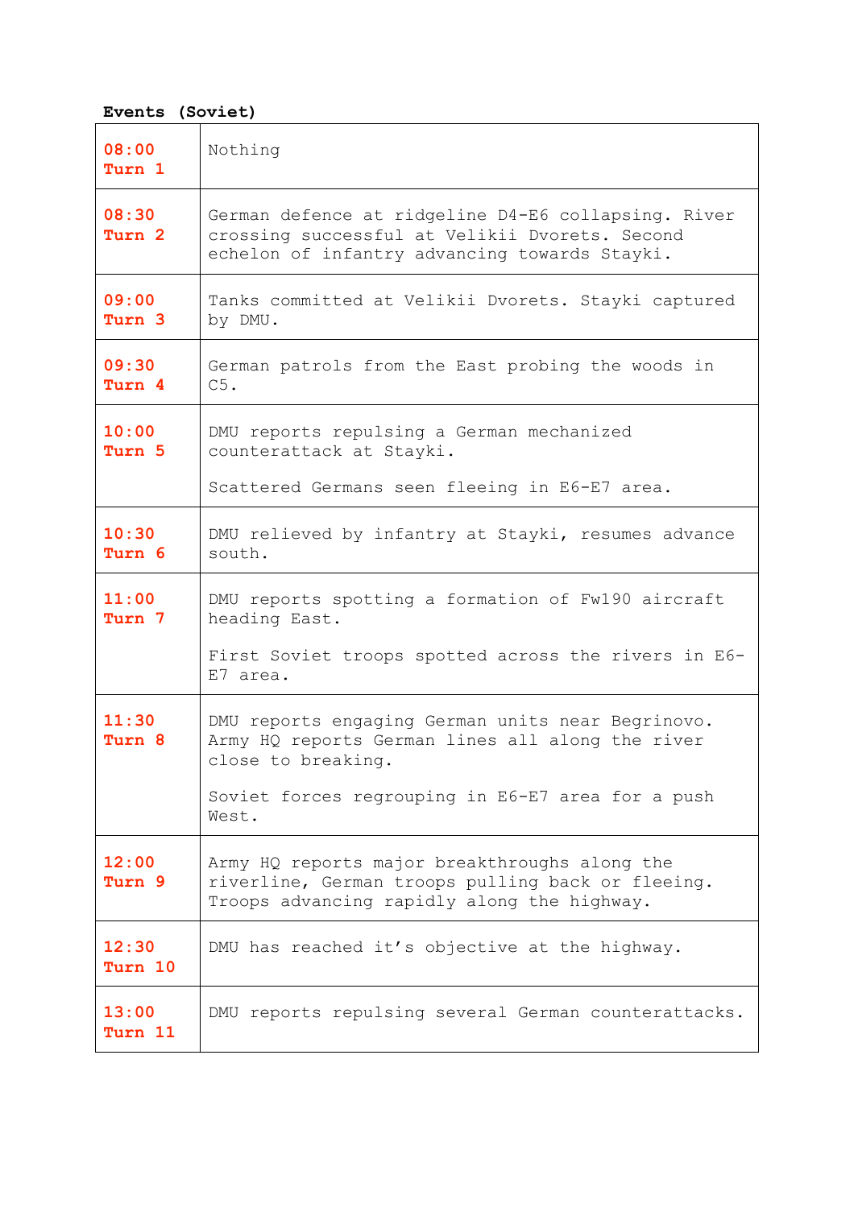**Events (Soviet)**

| | |
|---|---|
| **08:00 Turn 1** | Nothing |
| **08:30 Turn 2** | German defence at ridgeline D4-E6 collapsing. River crossing successful at Velikii Dvorets. Second echelon of infantry advancing towards Stayki. |
| **09:00 Turn 3** | Tanks committed at Velikii Dvorets. Stayki captured by DMU. |
| **09:30 Turn 4** | German patrols from the East probing the woods in C5. |
| **10:00 Turn 5** | DMU reports repulsing a German mechanized counterattack at Stayki.<br><br>Scattered Germans seen fleeing in E6-E7 area. |
| **10:30 Turn 6** | DMU relieved by infantry at Stayki, resumes advance south. |
| **11:00 Turn 7** | DMU reports spotting a formation of Fw190 aircraft heading East.<br><br>First Soviet troops spotted across the rivers in E6-E7 area. |
| **11:30 Turn 8** | DMU reports engaging German units near Begrinovo. Army HQ reports German lines all along the river close to breaking.<br><br>Soviet forces regrouping in E6-E7 area for a push West. |
| **12:00 Turn 9** | Army HQ reports major breakthroughs along the riverline, German troops pulling back or fleeing. Troops advancing rapidly along the highway. |
| **12:30 Turn 10** | DMU has reached it's objective at the highway. |
| **13:00 Turn 11** | DMU reports repulsing several German counterattacks. |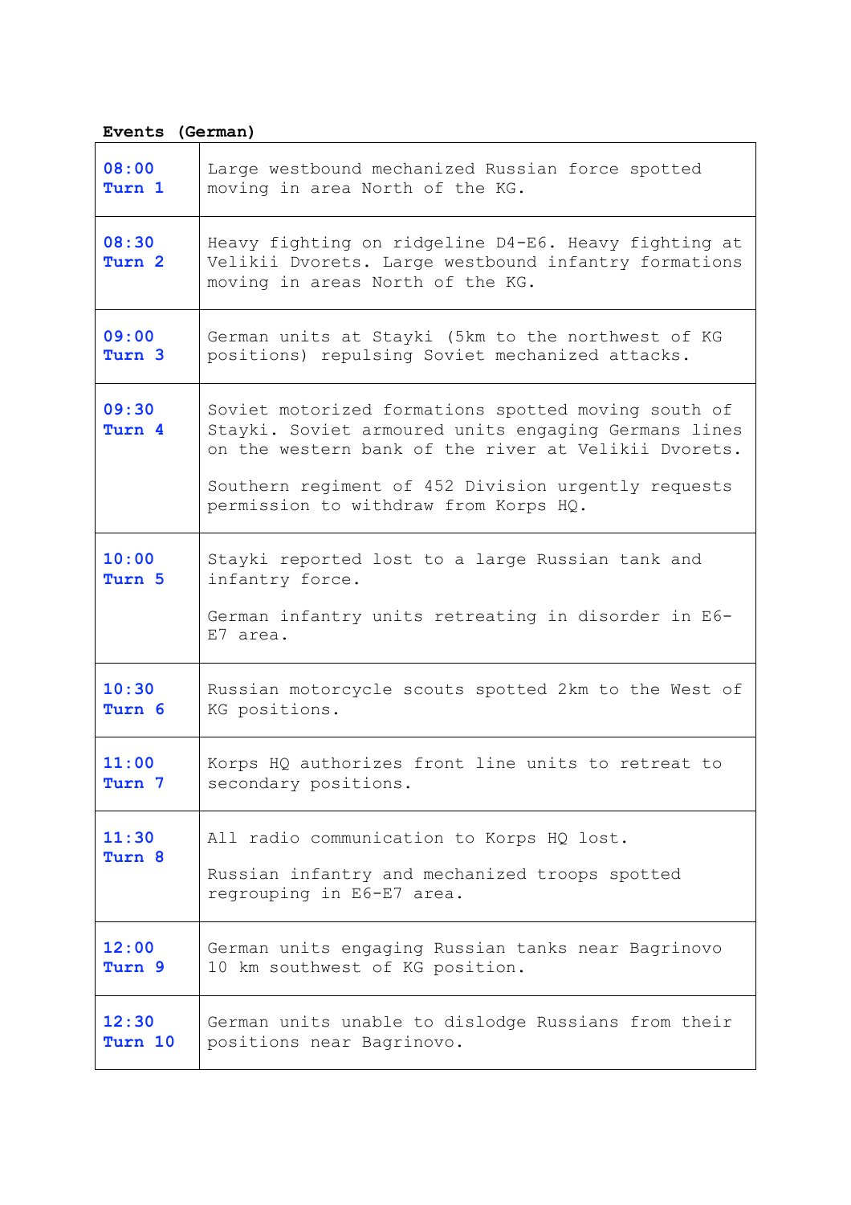**Events (German)**

| | |
|---|---|
| **08:00**<br>**Turn 1** | Large westbound mechanized Russian force spotted moving in area North of the KG. |
| **08:30**<br>**Turn 2** | Heavy fighting on ridgeline D4-E6. Heavy fighting at Velikii Dvorets. Large westbound infantry formations moving in areas North of the KG. |
| **09:00**<br>**Turn 3** | German units at Stayki (5km to the northwest of KG positions) repulsing Soviet mechanized attacks. |
| **09:30**<br>**Turn 4** | Soviet motorized formations spotted moving south of Stayki. Soviet armoured units engaging Germans lines on the western bank of the river at Velikii Dvorets.<br><br>Southern regiment of 452 Division urgently requests permission to withdraw from Korps HQ. |
| **10:00**<br>**Turn 5** | Stayki reported lost to a large Russian tank and infantry force.<br><br>German infantry units retreating in disorder in E6-E7 area. |
| **10:30**<br>**Turn 6** | Russian motorcycle scouts spotted 2km to the West of KG positions. |
| **11:00**<br>**Turn 7** | Korps HQ authorizes front line units to retreat to secondary positions. |
| **11:30**<br>**Turn 8** | All radio communication to Korps HQ lost.<br><br>Russian infantry and mechanized troops spotted regrouping in E6-E7 area. |
| **12:00**<br>**Turn 9** | German units engaging Russian tanks near Bagrinovo 10 km southwest of KG position. |
| **12:30**<br>**Turn 10** | German units unable to dislodge Russians from their positions near Bagrinovo. |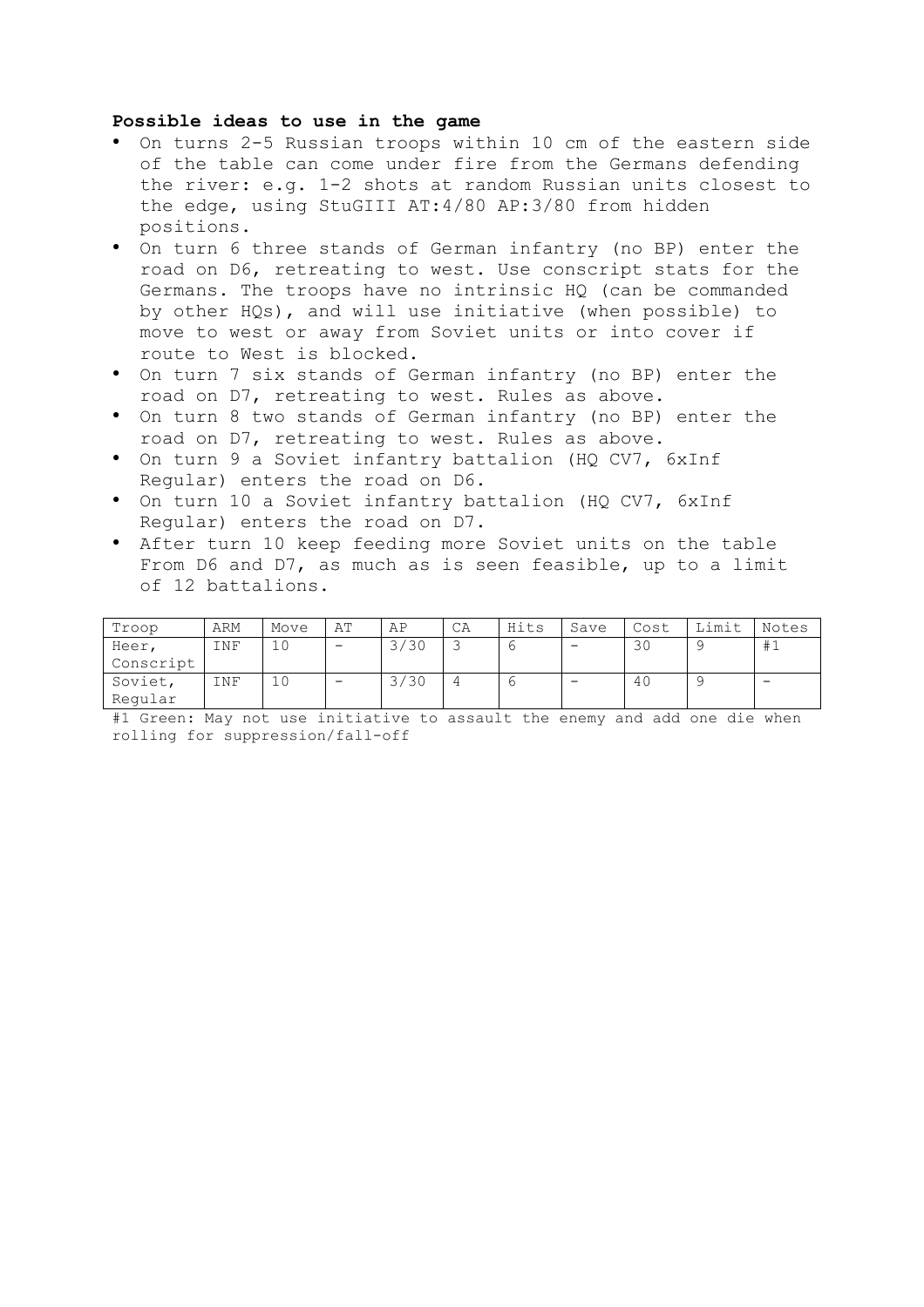**Possible ideas to use in the game**

- On turns 2-5 Russian troops within 10 cm of the eastern side of the table can come under fire from the Germans defending the river: e.g. 1-2 shots at random Russian units closest to the edge, using StuGIII AT:4/80 AP:3/80 from hidden positions.
- On turn 6 three stands of German infantry (no BP) enter the road on D6, retreating to west. Use conscript stats for the Germans. The troops have no intrinsic HQ (can be commanded by other HQs), and will use initiative (when possible) to move to west or away from Soviet units or into cover if route to West is blocked.
- On turn 7 six stands of German infantry (no BP) enter the road on D7, retreating to west. Rules as above.
- On turn 8 two stands of German infantry (no BP) enter the road on D7, retreating to west. Rules as above.
- On turn 9 a Soviet infantry battalion (HQ CV7, 6xInf Regular) enters the road on D6.
- On turn 10 a Soviet infantry battalion (HQ CV7, 6xInf Regular) enters the road on D7.
- After turn 10 keep feeding more Soviet units on the table From D6 and D7, as much as is seen feasible, up to a limit of 12 battalions.

| Troop | ARM | Move | AT | AP | CA | Hits | Save | Cost | Limit | Notes |
|---|---|---|---|---|---|---|---|---|---|---|
| Heer, Conscript | INF | 10 | - | 3/30 | 3 | 6 | - | 30 | 9 | #1 |
| Soviet, Regular | INF | 10 | - | 3/30 | 4 | 6 | - | 40 | 9 | - |

#1 Green: May not use initiative to assault the enemy and add one die when rolling for suppression/fall-off